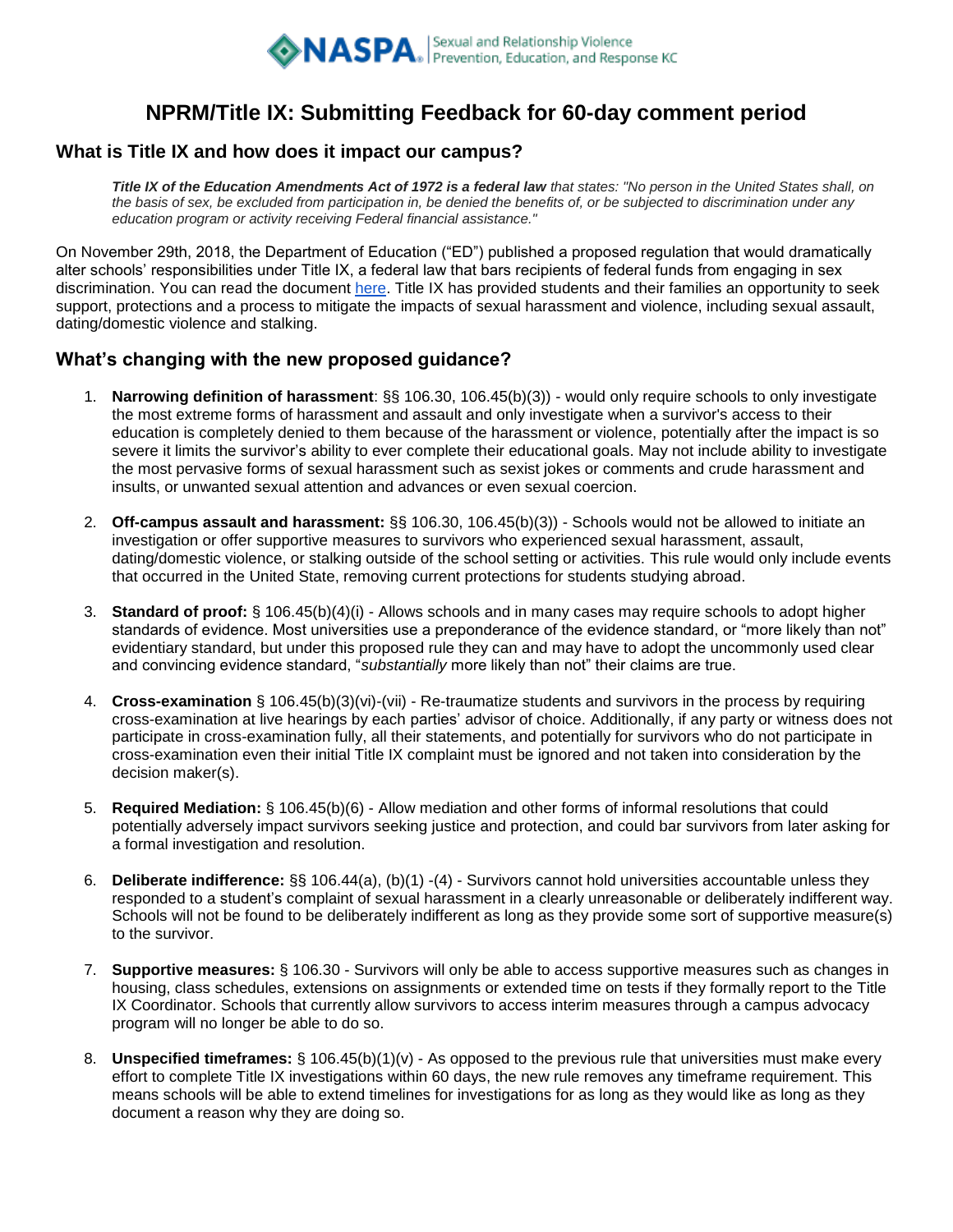NASPA | Sexual and Relationship Violence Prevention, Education, and Response KC

# NPRM/Title IX: Submitting Feedback for 60-day comment period

## What is Title IX and how does it impact our campus?

> ***Title IX of the Education Amendments Act of 1972 is a federal law*** *that states: "No person in the United States shall, on the basis of sex, be excluded from participation in, be denied the benefits of, or be subjected to discrimination under any education program or activity receiving Federal financial assistance."*

On November 29th, 2018, the Department of Education ("ED") published a proposed regulation that would dramatically alter schools' responsibilities under Title IX, a federal law that bars recipients of federal funds from engaging in sex discrimination. You can read the document here. Title IX has provided students and their families an opportunity to seek support, protections and a process to mitigate the impacts of sexual harassment and violence, including sexual assault, dating/domestic violence and stalking.

## What's changing with the new proposed guidance?

1. **Narrowing definition of harassment**: §§ 106.30, 106.45(b)(3)) - would only require schools to only investigate the most extreme forms of harassment and assault and only investigate when a survivor's access to their education is completely denied to them because of the harassment or violence, potentially after the impact is so severe it limits the survivor's ability to ever complete their educational goals. May not include ability to investigate the most pervasive forms of sexual harassment such as sexist jokes or comments and crude harassment and insults, or unwanted sexual attention and advances or even sexual coercion.

2. **Off-campus assault and harassment:** §§ 106.30, 106.45(b)(3)) - Schools would not be allowed to initiate an investigation or offer supportive measures to survivors who experienced sexual harassment, assault, dating/domestic violence, or stalking outside of the school setting or activities. This rule would only include events that occurred in the United State, removing current protections for students studying abroad.

3. **Standard of proof:** § 106.45(b)(4)(i) - Allows schools and in many cases may require schools to adopt higher standards of evidence. Most universities use a preponderance of the evidence standard, or "more likely than not" evidentiary standard, but under this proposed rule they can and may have to adopt the uncommonly used clear and convincing evidence standard, "*substantially* more likely than not" their claims are true.

4. **Cross-examination** § 106.45(b)(3)(vi)-(vii) - Re-traumatize students and survivors in the process by requiring cross-examination at live hearings by each parties' advisor of choice. Additionally, if any party or witness does not participate in cross-examination fully, all their statements, and potentially for survivors who do not participate in cross-examination even their initial Title IX complaint must be ignored and not taken into consideration by the decision maker(s).

5. **Required Mediation:** § 106.45(b)(6) - Allow mediation and other forms of informal resolutions that could potentially adversely impact survivors seeking justice and protection, and could bar survivors from later asking for a formal investigation and resolution.

6. **Deliberate indifference:** §§ 106.44(a), (b)(1) -(4) - Survivors cannot hold universities accountable unless they responded to a student's complaint of sexual harassment in a clearly unreasonable or deliberately indifferent way. Schools will not be found to be deliberately indifferent as long as they provide some sort of supportive measure(s) to the survivor.

7. **Supportive measures:** § 106.30 - Survivors will only be able to access supportive measures such as changes in housing, class schedules, extensions on assignments or extended time on tests if they formally report to the Title IX Coordinator. Schools that currently allow survivors to access interim measures through a campus advocacy program will no longer be able to do so.

8. **Unspecified timeframes:** § 106.45(b)(1)(v) - As opposed to the previous rule that universities must make every effort to complete Title IX investigations within 60 days, the new rule removes any timeframe requirement. This means schools will be able to extend timelines for investigations for as long as they would like as long as they document a reason why they are doing so.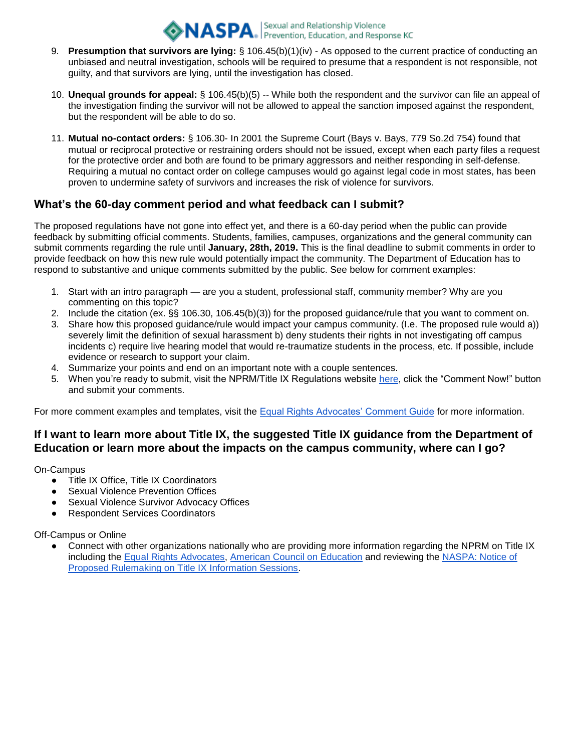9. **Presumption that survivors are lying:** § 106.45(b)(1)(iv) - As opposed to the current practice of conducting an unbiased and neutral investigation, schools will be required to presume that a respondent is not responsible, not guilty, and that survivors are lying, until the investigation has closed.

10. **Unequal grounds for appeal:** § 106.45(b)(5) -- While both the respondent and the survivor can file an appeal of the investigation finding the survivor will not be allowed to appeal the sanction imposed against the respondent, but the respondent will be able to do so.

11. **Mutual no-contact orders:** § 106.30- In 2001 the Supreme Court (Bays v. Bays, 779 So.2d 754) found that mutual or reciprocal protective or restraining orders should not be issued, except when each party files a request for the protective order and both are found to be primary aggressors and neither responding in self-defense. Requiring a mutual no contact order on college campuses would go against legal code in most states, has been proven to undermine safety of survivors and increases the risk of violence for survivors.

## What's the 60-day comment period and what feedback can I submit?

The proposed regulations have not gone into effect yet, and there is a 60-day period when the public can provide feedback by submitting official comments. Students, families, campuses, organizations and the general community can submit comments regarding the rule until **January, 28th, 2019.** This is the final deadline to submit comments in order to provide feedback on how this new rule would potentially impact the community. The Department of Education has to respond to substantive and unique comments submitted by the public. See below for comment examples:

1. Start with an intro paragraph — are you a student, professional staff, community member? Why are you commenting on this topic?
2. Include the citation (ex. §§ 106.30, 106.45(b)(3)) for the proposed guidance/rule that you want to comment on.
3. Share how this proposed guidance/rule would impact your campus community. (I.e. The proposed rule would a)) severely limit the definition of sexual harassment b) deny students their rights in not investigating off campus incidents c) require live hearing model that would re-traumatize students in the process, etc. If possible, include evidence or research to support your claim.
4. Summarize your points and end on an important note with a couple sentences.
5. When you're ready to submit, visit the NPRM/Title IX Regulations website here, click the "Comment Now!" button and submit your comments.

For more comment examples and templates, visit the Equal Rights Advocates' Comment Guide for more information.

## If I want to learn more about Title IX, the suggested Title IX guidance from the Department of Education or learn more about the impacts on the campus community, where can I go?

On-Campus

- Title IX Office, Title IX Coordinators
- Sexual Violence Prevention Offices
- Sexual Violence Survivor Advocacy Offices
- Respondent Services Coordinators

Off-Campus or Online

- Connect with other organizations nationally who are providing more information regarding the NPRM on Title IX including the Equal Rights Advocates, American Council on Education and reviewing the NASPA: Notice of Proposed Rulemaking on Title IX Information Sessions.